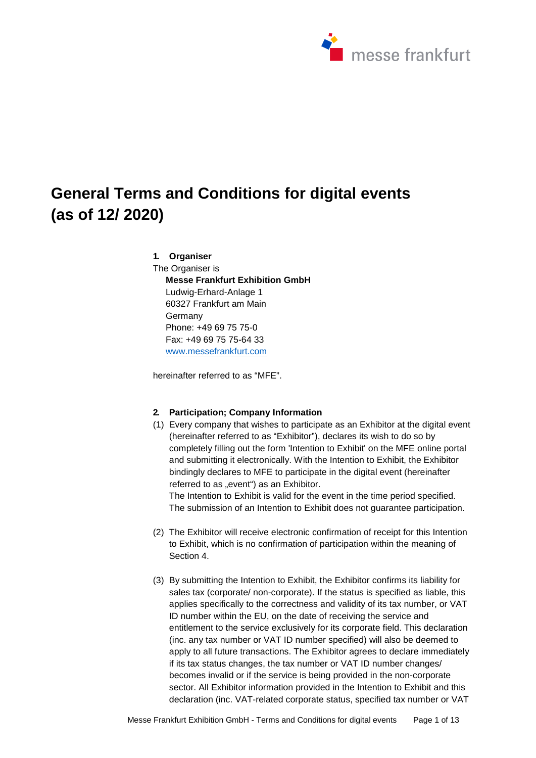# General Terms and Conditions for digital events (as of 12/ 2020)

## 1. Organiser

The Organiser is

**Messe Frankfurt Exhibition GmbH**
Ludwig-Erhard-Anlage 1
60327 Frankfurt am Main
Germany
Phone: +49 69 75 75-0
Fax: +49 69 75 75-64 33
www.messefrankfurt.com

hereinafter referred to as "MFE".

## 2. Participation; Company Information

(1) Every company that wishes to participate as an Exhibitor at the digital event (hereinafter referred to as "Exhibitor"), declares its wish to do so by completely filling out the form 'Intention to Exhibit' on the MFE online portal and submitting it electronically. With the Intention to Exhibit, the Exhibitor bindingly declares to MFE to participate in the digital event (hereinafter referred to as „event") as an Exhibitor.
The Intention to Exhibit is valid for the event in the time period specified. The submission of an Intention to Exhibit does not guarantee participation.

(2) The Exhibitor will receive electronic confirmation of receipt for this Intention to Exhibit, which is no confirmation of participation within the meaning of Section 4.

(3) By submitting the Intention to Exhibit, the Exhibitor confirms its liability for sales tax (corporate/ non-corporate). If the status is specified as liable, this applies specifically to the correctness and validity of its tax number, or VAT ID number within the EU, on the date of receiving the service and entitlement to the service exclusively for its corporate field. This declaration (inc. any tax number or VAT ID number specified) will also be deemed to apply to all future transactions. The Exhibitor agrees to declare immediately if its tax status changes, the tax number or VAT ID number changes/ becomes invalid or if the service is being provided in the non-corporate sector. All Exhibitor information provided in the Intention to Exhibit and this declaration (inc. VAT-related corporate status, specified tax number or VAT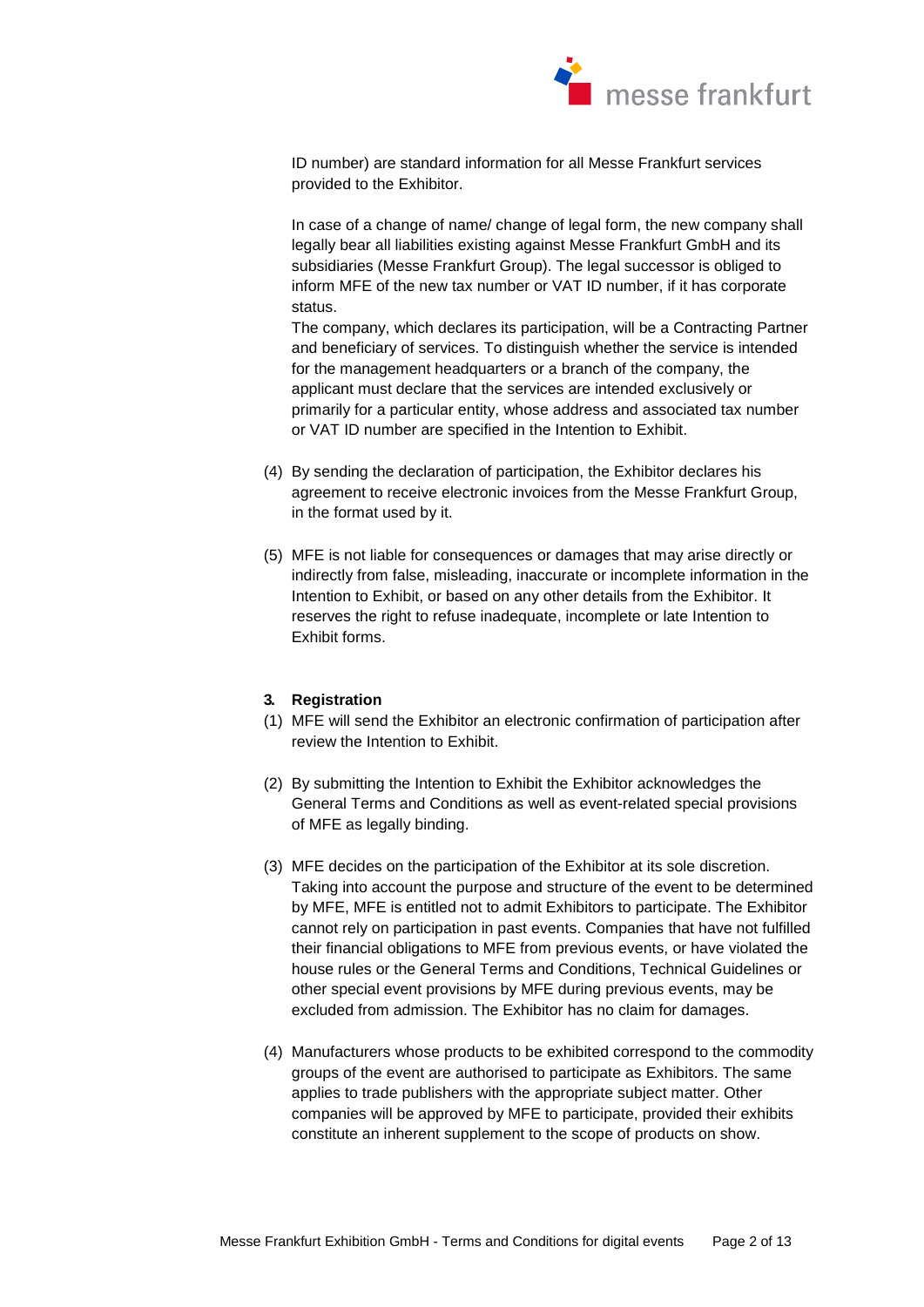ID number) are standard information for all Messe Frankfurt services provided to the Exhibitor.

In case of a change of name/ change of legal form, the new company shall legally bear all liabilities existing against Messe Frankfurt GmbH and its subsidiaries (Messe Frankfurt Group). The legal successor is obliged to inform MFE of the new tax number or VAT ID number, if it has corporate status.
The company, which declares its participation, will be a Contracting Partner and beneficiary of services. To distinguish whether the service is intended for the management headquarters or a branch of the company, the applicant must declare that the services are intended exclusively or primarily for a particular entity, whose address and associated tax number or VAT ID number are specified in the Intention to Exhibit.

(4) By sending the declaration of participation, the Exhibitor declares his agreement to receive electronic invoices from the Messe Frankfurt Group, in the format used by it.

(5) MFE is not liable for consequences or damages that may arise directly or indirectly from false, misleading, inaccurate or incomplete information in the Intention to Exhibit, or based on any other details from the Exhibitor. It reserves the right to refuse inadequate, incomplete or late Intention to Exhibit forms.

**3. Registration**

(1) MFE will send the Exhibitor an electronic confirmation of participation after review the Intention to Exhibit.

(2) By submitting the Intention to Exhibit the Exhibitor acknowledges the General Terms and Conditions as well as event-related special provisions of MFE as legally binding.

(3) MFE decides on the participation of the Exhibitor at its sole discretion. Taking into account the purpose and structure of the event to be determined by MFE, MFE is entitled not to admit Exhibitors to participate. The Exhibitor cannot rely on participation in past events. Companies that have not fulfilled their financial obligations to MFE from previous events, or have violated the house rules or the General Terms and Conditions, Technical Guidelines or other special event provisions by MFE during previous events, may be excluded from admission. The Exhibitor has no claim for damages.

(4) Manufacturers whose products to be exhibited correspond to the commodity groups of the event are authorised to participate as Exhibitors. The same applies to trade publishers with the appropriate subject matter. Other companies will be approved by MFE to participate, provided their exhibits constitute an inherent supplement to the scope of products on show.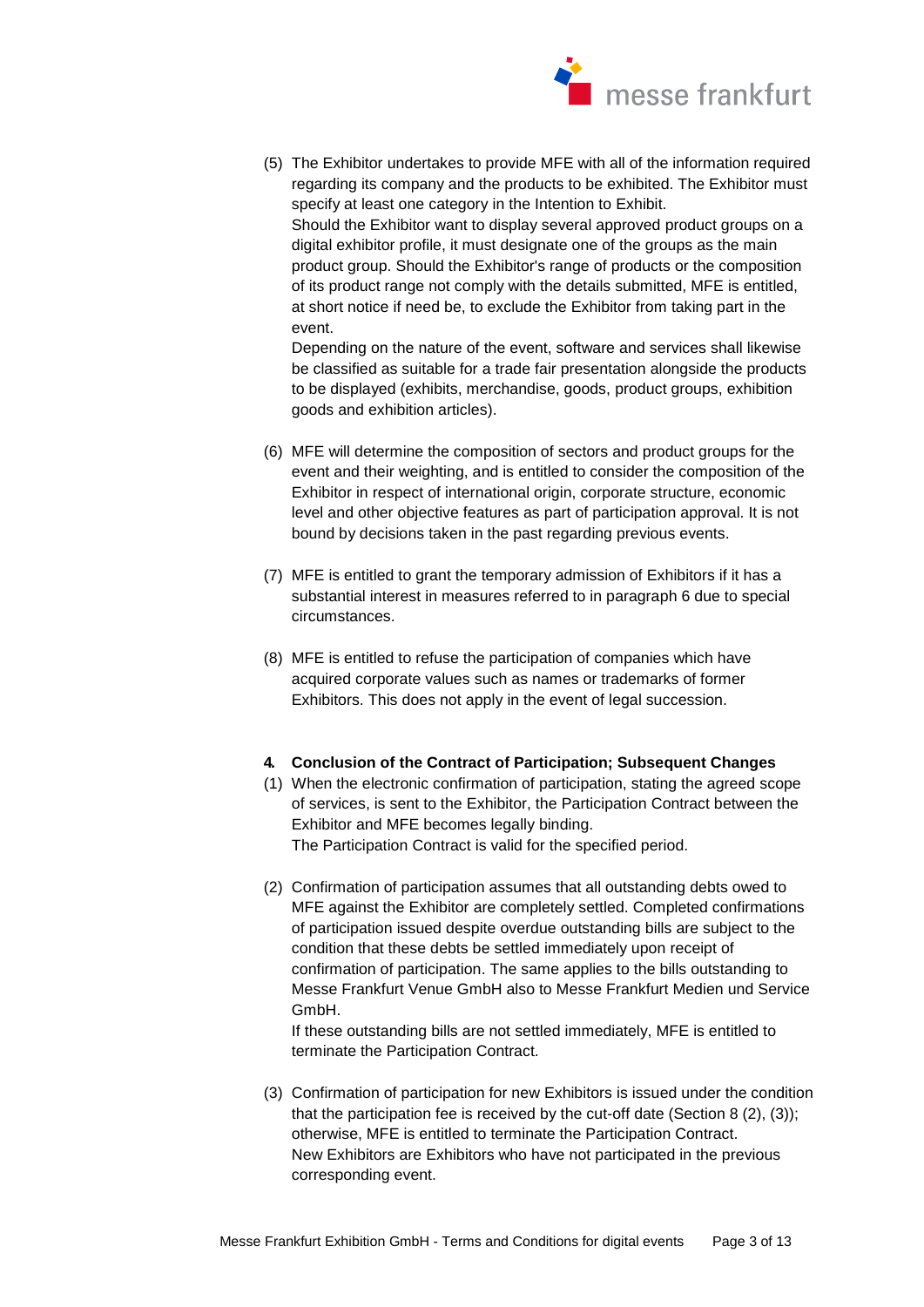(5) The Exhibitor undertakes to provide MFE with all of the information required regarding its company and the products to be exhibited. The Exhibitor must specify at least one category in the Intention to Exhibit.
Should the Exhibitor want to display several approved product groups on a digital exhibitor profile, it must designate one of the groups as the main product group. Should the Exhibitor's range of products or the composition of its product range not comply with the details submitted, MFE is entitled, at short notice if need be, to exclude the Exhibitor from taking part in the event.
Depending on the nature of the event, software and services shall likewise be classified as suitable for a trade fair presentation alongside the products to be displayed (exhibits, merchandise, goods, product groups, exhibition goods and exhibition articles).

(6) MFE will determine the composition of sectors and product groups for the event and their weighting, and is entitled to consider the composition of the Exhibitor in respect of international origin, corporate structure, economic level and other objective features as part of participation approval. It is not bound by decisions taken in the past regarding previous events.

(7) MFE is entitled to grant the temporary admission of Exhibitors if it has a substantial interest in measures referred to in paragraph 6 due to special circumstances.

(8) MFE is entitled to refuse the participation of companies which have acquired corporate values such as names or trademarks of former Exhibitors. This does not apply in the event of legal succession.

## 4. Conclusion of the Contract of Participation; Subsequent Changes

(1) When the electronic confirmation of participation, stating the agreed scope of services, is sent to the Exhibitor, the Participation Contract between the Exhibitor and MFE becomes legally binding.
The Participation Contract is valid for the specified period.

(2) Confirmation of participation assumes that all outstanding debts owed to MFE against the Exhibitor are completely settled. Completed confirmations of participation issued despite overdue outstanding bills are subject to the condition that these debts be settled immediately upon receipt of confirmation of participation. The same applies to the bills outstanding to Messe Frankfurt Venue GmbH also to Messe Frankfurt Medien und Service GmbH.
If these outstanding bills are not settled immediately, MFE is entitled to terminate the Participation Contract.

(3) Confirmation of participation for new Exhibitors is issued under the condition that the participation fee is received by the cut-off date (Section 8 (2), (3)); otherwise, MFE is entitled to terminate the Participation Contract.
New Exhibitors are Exhibitors who have not participated in the previous corresponding event.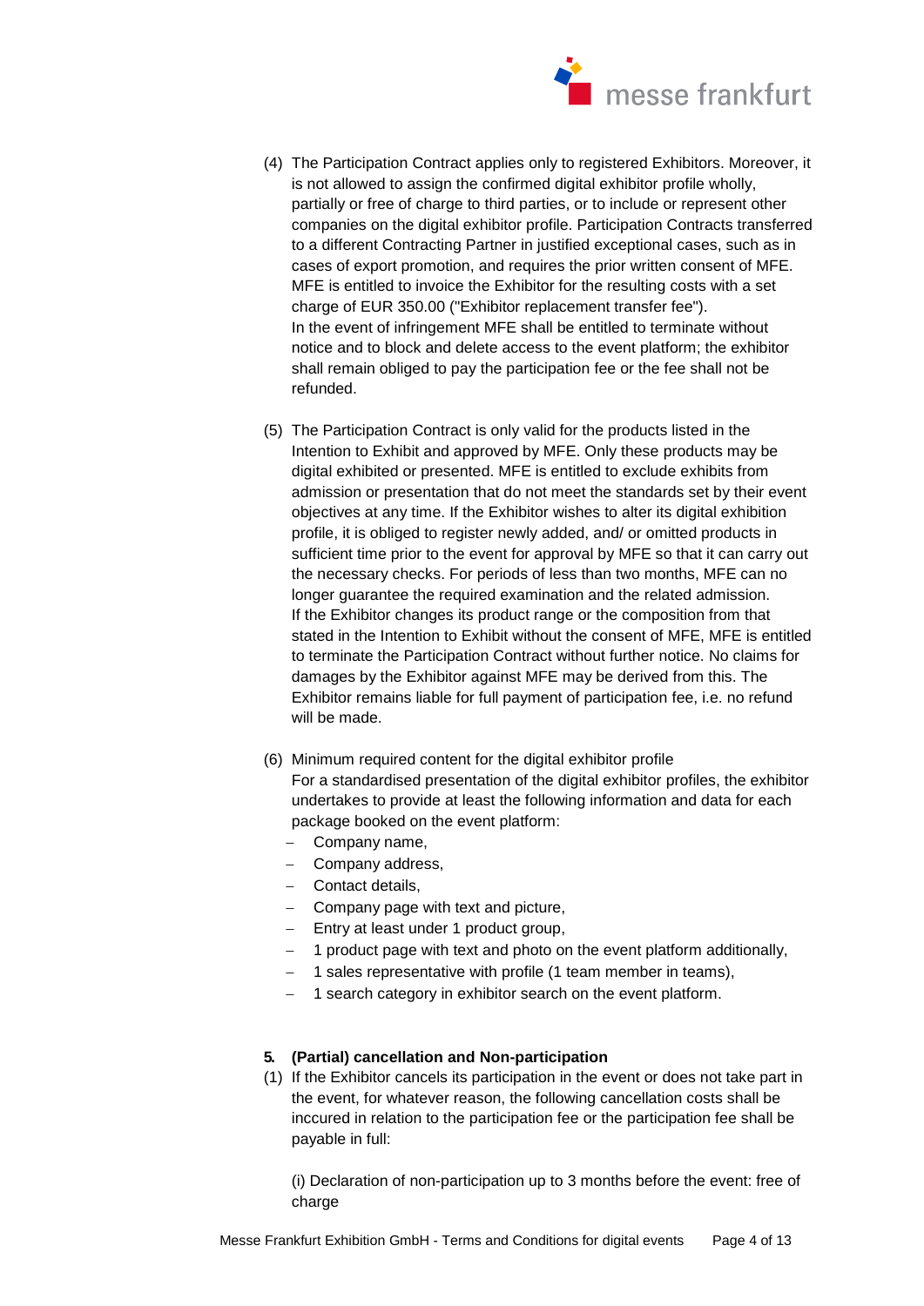(4) The Participation Contract applies only to registered Exhibitors. Moreover, it is not allowed to assign the confirmed digital exhibitor profile wholly, partially or free of charge to third parties, or to include or represent other companies on the digital exhibitor profile. Participation Contracts transferred to a different Contracting Partner in justified exceptional cases, such as in cases of export promotion, and requires the prior written consent of MFE. MFE is entitled to invoice the Exhibitor for the resulting costs with a set charge of EUR 350.00 ("Exhibitor replacement transfer fee").
In the event of infringement MFE shall be entitled to terminate without notice and to block and delete access to the event platform; the exhibitor shall remain obliged to pay the participation fee or the fee shall not be refunded.

(5) The Participation Contract is only valid for the products listed in the Intention to Exhibit and approved by MFE. Only these products may be digital exhibited or presented. MFE is entitled to exclude exhibits from admission or presentation that do not meet the standards set by their event objectives at any time. If the Exhibitor wishes to alter its digital exhibition profile, it is obliged to register newly added, and/ or omitted products in sufficient time prior to the event for approval by MFE so that it can carry out the necessary checks. For periods of less than two months, MFE can no longer guarantee the required examination and the related admission.
If the Exhibitor changes its product range or the composition from that stated in the Intention to Exhibit without the consent of MFE, MFE is entitled to terminate the Participation Contract without further notice. No claims for damages by the Exhibitor against MFE may be derived from this. The Exhibitor remains liable for full payment of participation fee, i.e. no refund will be made.

(6) Minimum required content for the digital exhibitor profile
For a standardised presentation of the digital exhibitor profiles, the exhibitor undertakes to provide at least the following information and data for each package booked on the event platform:
- Company name,
- Company address,
- Contact details,
- Company page with text and picture,
- Entry at least under 1 product group,
- 1 product page with text and photo on the event platform additionally,
- 1 sales representative with profile (1 team member in teams),
- 1 search category in exhibitor search on the event platform.

**5. (Partial) cancellation and Non-participation**

(1) If the Exhibitor cancels its participation in the event or does not take part in the event, for whatever reason, the following cancellation costs shall be inccured in relation to the participation fee or the participation fee shall be payable in full:

(i) Declaration of non-participation up to 3 months before the event: free of charge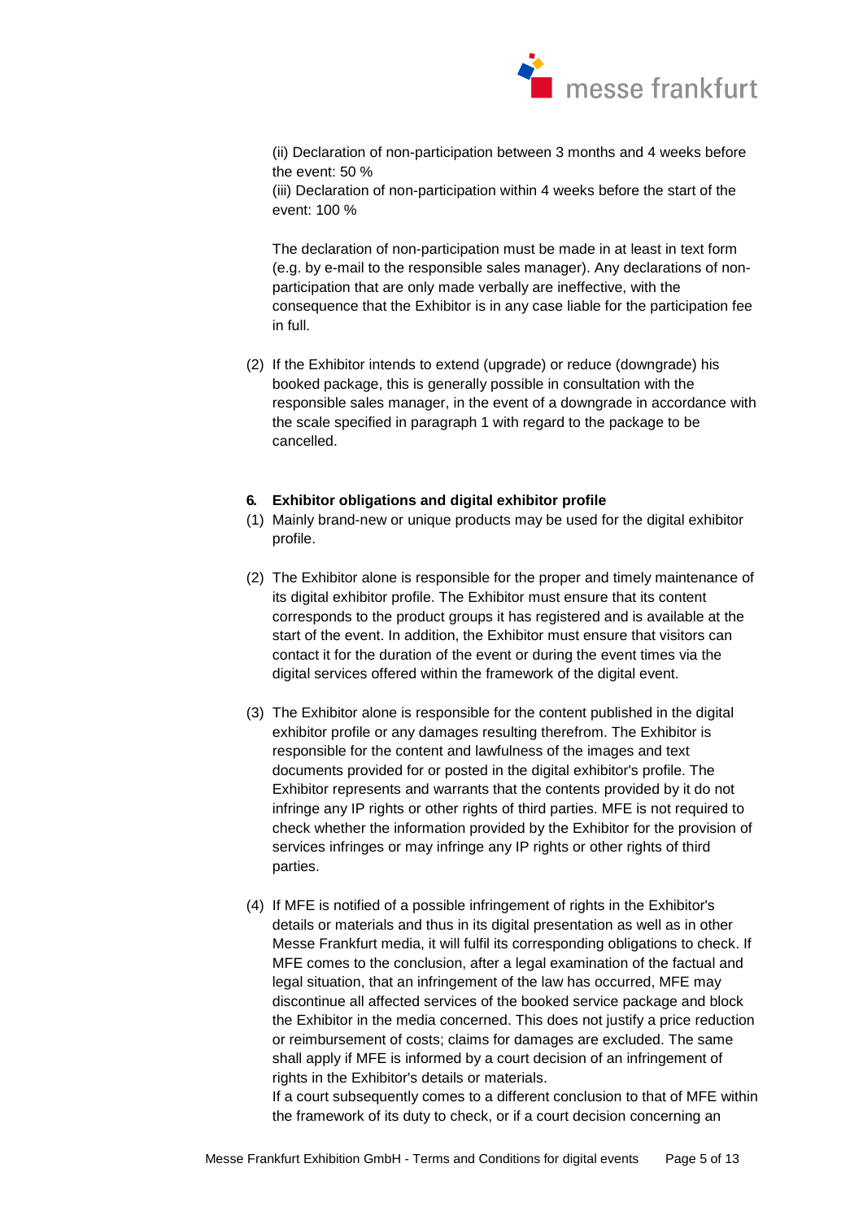(ii) Declaration of non-participation between 3 months and 4 weeks before the event: 50 %

(iii) Declaration of non-participation within 4 weeks before the start of the event: 100 %

The declaration of non-participation must be made in at least in text form (e.g. by e-mail to the responsible sales manager). Any declarations of non-participation that are only made verbally are ineffective, with the consequence that the Exhibitor is in any case liable for the participation fee in full.

(2) If the Exhibitor intends to extend (upgrade) or reduce (downgrade) his booked package, this is generally possible in consultation with the responsible sales manager, in the event of a downgrade in accordance with the scale specified in paragraph 1 with regard to the package to be cancelled.

### 6. Exhibitor obligations and digital exhibitor profile

(1) Mainly brand-new or unique products may be used for the digital exhibitor profile.

(2) The Exhibitor alone is responsible for the proper and timely maintenance of its digital exhibitor profile. The Exhibitor must ensure that its content corresponds to the product groups it has registered and is available at the start of the event. In addition, the Exhibitor must ensure that visitors can contact it for the duration of the event or during the event times via the digital services offered within the framework of the digital event.

(3) The Exhibitor alone is responsible for the content published in the digital exhibitor profile or any damages resulting therefrom. The Exhibitor is responsible for the content and lawfulness of the images and text documents provided for or posted in the digital exhibitor's profile. The Exhibitor represents and warrants that the contents provided by it do not infringe any IP rights or other rights of third parties. MFE is not required to check whether the information provided by the Exhibitor for the provision of services infringes or may infringe any IP rights or other rights of third parties.

(4) If MFE is notified of a possible infringement of rights in the Exhibitor's details or materials and thus in its digital presentation as well as in other Messe Frankfurt media, it will fulfil its corresponding obligations to check. If MFE comes to the conclusion, after a legal examination of the factual and legal situation, that an infringement of the law has occurred, MFE may discontinue all affected services of the booked service package and block the Exhibitor in the media concerned. This does not justify a price reduction or reimbursement of costs; claims for damages are excluded. The same shall apply if MFE is informed by a court decision of an infringement of rights in the Exhibitor's details or materials.
If a court subsequently comes to a different conclusion to that of MFE within the framework of its duty to check, or if a court decision concerning an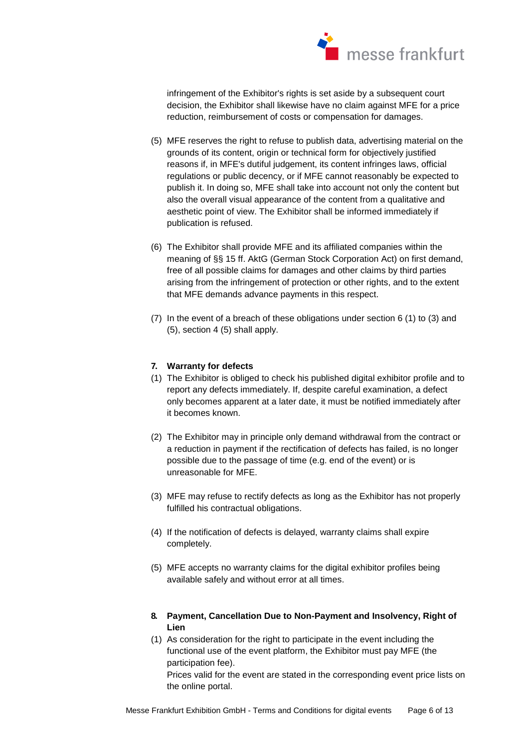infringement of the Exhibitor's rights is set aside by a subsequent court decision, the Exhibitor shall likewise have no claim against MFE for a price reduction, reimbursement of costs or compensation for damages.

(5) MFE reserves the right to refuse to publish data, advertising material on the grounds of its content, origin or technical form for objectively justified reasons if, in MFE's dutiful judgement, its content infringes laws, official regulations or public decency, or if MFE cannot reasonably be expected to publish it. In doing so, MFE shall take into account not only the content but also the overall visual appearance of the content from a qualitative and aesthetic point of view. The Exhibitor shall be informed immediately if publication is refused.

(6) The Exhibitor shall provide MFE and its affiliated companies within the meaning of §§ 15 ff. AktG (German Stock Corporation Act) on first demand, free of all possible claims for damages and other claims by third parties arising from the infringement of protection or other rights, and to the extent that MFE demands advance payments in this respect.

(7) In the event of a breach of these obligations under section 6 (1) to (3) and (5), section 4 (5) shall apply.

### 7. Warranty for defects

(1) The Exhibitor is obliged to check his published digital exhibitor profile and to report any defects immediately. If, despite careful examination, a defect only becomes apparent at a later date, it must be notified immediately after it becomes known.

(2) The Exhibitor may in principle only demand withdrawal from the contract or a reduction in payment if the rectification of defects has failed, is no longer possible due to the passage of time (e.g. end of the event) or is unreasonable for MFE.

(3) MFE may refuse to rectify defects as long as the Exhibitor has not properly fulfilled his contractual obligations.

(4) If the notification of defects is delayed, warranty claims shall expire completely.

(5) MFE accepts no warranty claims for the digital exhibitor profiles being available safely and without error at all times.

### 8. Payment, Cancellation Due to Non-Payment and Insolvency, Right of Lien

(1) As consideration for the right to participate in the event including the functional use of the event platform, the Exhibitor must pay MFE (the participation fee).
Prices valid for the event are stated in the corresponding event price lists on the online portal.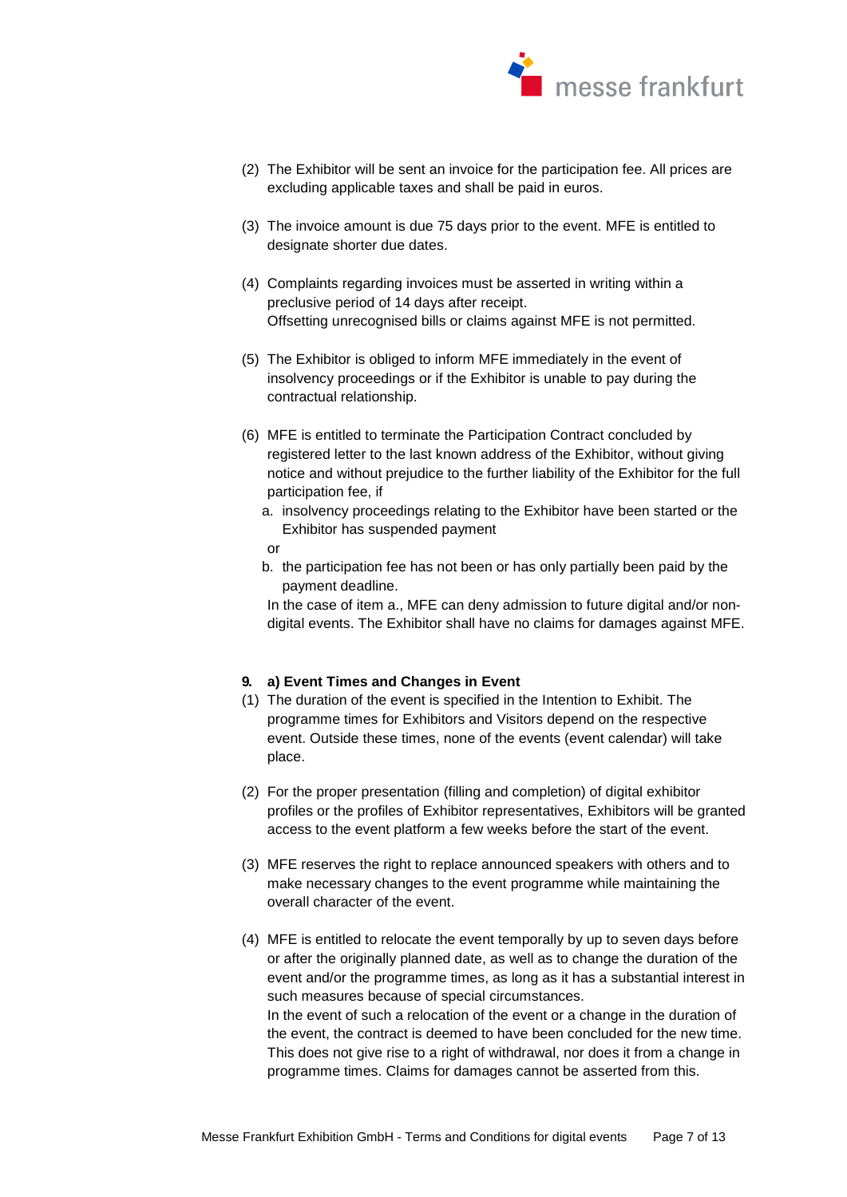(2) The Exhibitor will be sent an invoice for the participation fee. All prices are excluding applicable taxes and shall be paid in euros.

(3) The invoice amount is due 75 days prior to the event. MFE is entitled to designate shorter due dates.

(4) Complaints regarding invoices must be asserted in writing within a preclusive period of 14 days after receipt.
Offsetting unrecognised bills or claims against MFE is not permitted.

(5) The Exhibitor is obliged to inform MFE immediately in the event of insolvency proceedings or if the Exhibitor is unable to pay during the contractual relationship.

(6) MFE is entitled to terminate the Participation Contract concluded by registered letter to the last known address of the Exhibitor, without giving notice and without prejudice to the further liability of the Exhibitor for the full participation fee, if

   a. insolvency proceedings relating to the Exhibitor have been started or the Exhibitor has suspended payment

   or

   b. the participation fee has not been or has only partially been paid by the payment deadline.

   In the case of item a., MFE can deny admission to future digital and/or non-digital events. The Exhibitor shall have no claims for damages against MFE.

**9. a) Event Times and Changes in Event**

(1) The duration of the event is specified in the Intention to Exhibit. The programme times for Exhibitors and Visitors depend on the respective event. Outside these times, none of the events (event calendar) will take place.

(2) For the proper presentation (filling and completion) of digital exhibitor profiles or the profiles of Exhibitor representatives, Exhibitors will be granted access to the event platform a few weeks before the start of the event.

(3) MFE reserves the right to replace announced speakers with others and to make necessary changes to the event programme while maintaining the overall character of the event.

(4) MFE is entitled to relocate the event temporally by up to seven days before or after the originally planned date, as well as to change the duration of the event and/or the programme times, as long as it has a substantial interest in such measures because of special circumstances.
In the event of such a relocation of the event or a change in the duration of the event, the contract is deemed to have been concluded for the new time. This does not give rise to a right of withdrawal, nor does it from a change in programme times. Claims for damages cannot be asserted from this.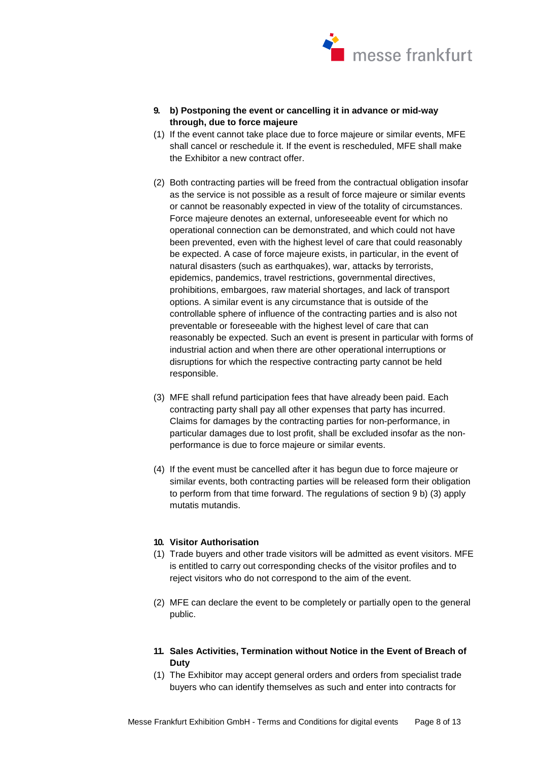## 9. b) Postponing the event or cancelling it in advance or mid-way through, due to force majeure

(1) If the event cannot take place due to force majeure or similar events, MFE shall cancel or reschedule it. If the event is rescheduled, MFE shall make the Exhibitor a new contract offer.

(2) Both contracting parties will be freed from the contractual obligation insofar as the service is not possible as a result of force majeure or similar events or cannot be reasonably expected in view of the totality of circumstances. Force majeure denotes an external, unforeseeable event for which no operational connection can be demonstrated, and which could not have been prevented, even with the highest level of care that could reasonably be expected. A case of force majeure exists, in particular, in the event of natural disasters (such as earthquakes), war, attacks by terrorists, epidemics, pandemics, travel restrictions, governmental directives, prohibitions, embargoes, raw material shortages, and lack of transport options. A similar event is any circumstance that is outside of the controllable sphere of influence of the contracting parties and is also not preventable or foreseeable with the highest level of care that can reasonably be expected. Such an event is present in particular with forms of industrial action and when there are other operational interruptions or disruptions for which the respective contracting party cannot be held responsible.

(3) MFE shall refund participation fees that have already been paid. Each contracting party shall pay all other expenses that party has incurred. Claims for damages by the contracting parties for non-performance, in particular damages due to lost profit, shall be excluded insofar as the non-performance is due to force majeure or similar events.

(4) If the event must be cancelled after it has begun due to force majeure or similar events, both contracting parties will be released form their obligation to perform from that time forward. The regulations of section 9 b) (3) apply mutatis mutandis.

## 10. Visitor Authorisation

(1) Trade buyers and other trade visitors will be admitted as event visitors. MFE is entitled to carry out corresponding checks of the visitor profiles and to reject visitors who do not correspond to the aim of the event.

(2) MFE can declare the event to be completely or partially open to the general public.

## 11. Sales Activities, Termination without Notice in the Event of Breach of Duty

(1) The Exhibitor may accept general orders and orders from specialist trade buyers who can identify themselves as such and enter into contracts for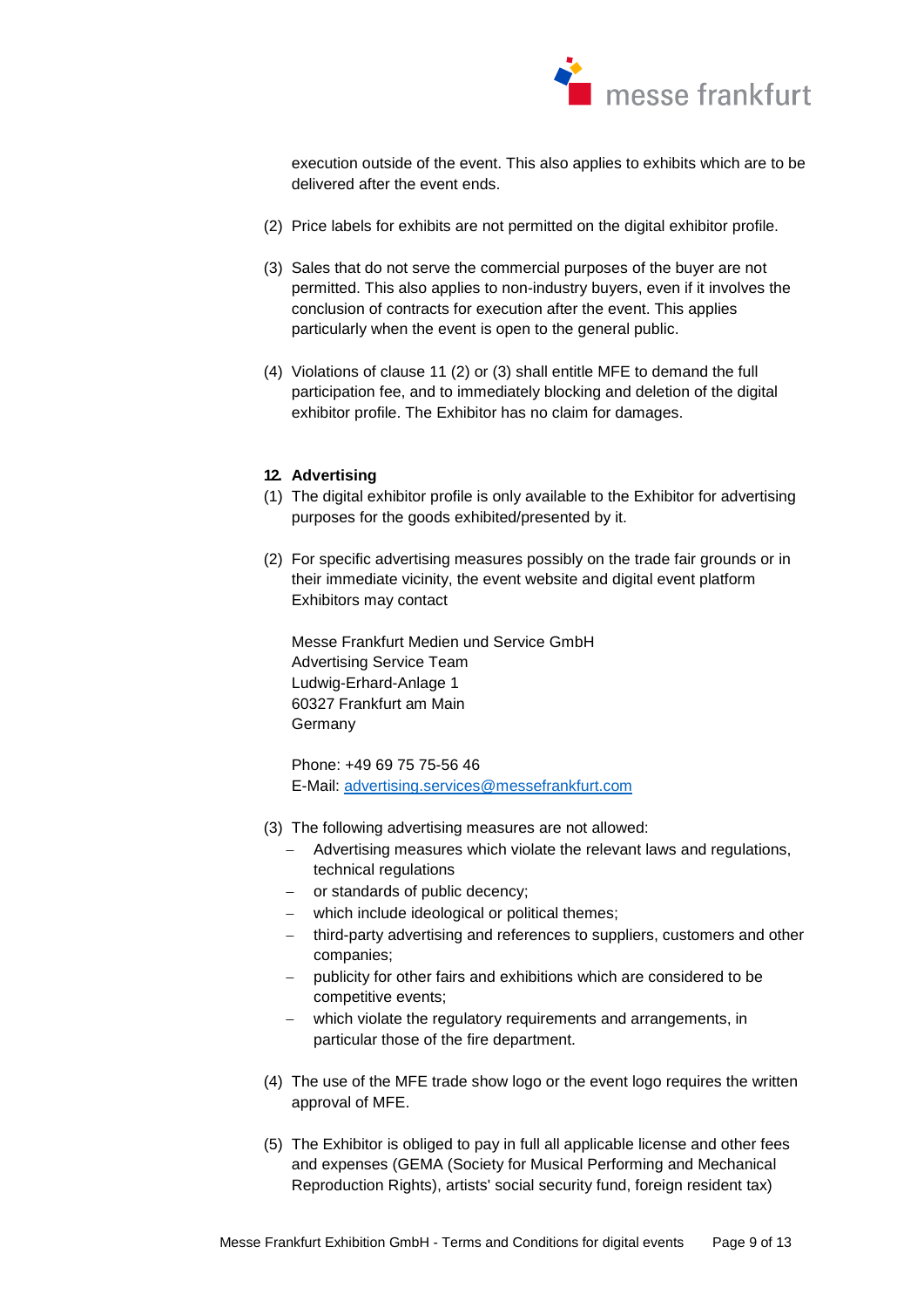execution outside of the event. This also applies to exhibits which are to be delivered after the event ends.

(2) Price labels for exhibits are not permitted on the digital exhibitor profile.

(3) Sales that do not serve the commercial purposes of the buyer are not permitted. This also applies to non-industry buyers, even if it involves the conclusion of contracts for execution after the event. This applies particularly when the event is open to the general public.

(4) Violations of clause 11 (2) or (3) shall entitle MFE to demand the full participation fee, and to immediately blocking and deletion of the digital exhibitor profile. The Exhibitor has no claim for damages.

## 12. Advertising

(1) The digital exhibitor profile is only available to the Exhibitor for advertising purposes for the goods exhibited/presented by it.

(2) For specific advertising measures possibly on the trade fair grounds or in their immediate vicinity, the event website and digital event platform Exhibitors may contact

Messe Frankfurt Medien und Service GmbH
Advertising Service Team
Ludwig-Erhard-Anlage 1
60327 Frankfurt am Main
Germany

Phone: +49 69 75 75-56 46
E-Mail: advertising.services@messefrankfurt.com

(3) The following advertising measures are not allowed:
- Advertising measures which violate the relevant laws and regulations, technical regulations
- or standards of public decency;
- which include ideological or political themes;
- third-party advertising and references to suppliers, customers and other companies;
- publicity for other fairs and exhibitions which are considered to be competitive events;
- which violate the regulatory requirements and arrangements, in particular those of the fire department.

(4) The use of the MFE trade show logo or the event logo requires the written approval of MFE.

(5) The Exhibitor is obliged to pay in full all applicable license and other fees and expenses (GEMA (Society for Musical Performing and Mechanical Reproduction Rights), artists' social security fund, foreign resident tax)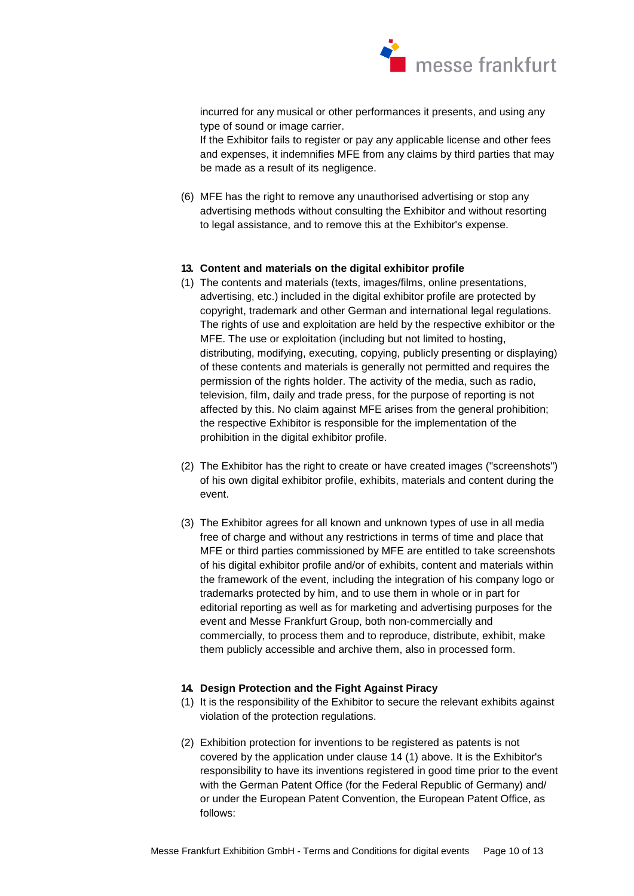incurred for any musical or other performances it presents, and using any type of sound or image carrier.
If the Exhibitor fails to register or pay any applicable license and other fees and expenses, it indemnifies MFE from any claims by third parties that may be made as a result of its negligence.

(6) MFE has the right to remove any unauthorised advertising or stop any advertising methods without consulting the Exhibitor and without resorting to legal assistance, and to remove this at the Exhibitor's expense.

### 13. Content and materials on the digital exhibitor profile

(1) The contents and materials (texts, images/films, online presentations, advertising, etc.) included in the digital exhibitor profile are protected by copyright, trademark and other German and international legal regulations. The rights of use and exploitation are held by the respective exhibitor or the MFE. The use or exploitation (including but not limited to hosting, distributing, modifying, executing, copying, publicly presenting or displaying) of these contents and materials is generally not permitted and requires the permission of the rights holder. The activity of the media, such as radio, television, film, daily and trade press, for the purpose of reporting is not affected by this. No claim against MFE arises from the general prohibition; the respective Exhibitor is responsible for the implementation of the prohibition in the digital exhibitor profile.

(2) The Exhibitor has the right to create or have created images ("screenshots") of his own digital exhibitor profile, exhibits, materials and content during the event.

(3) The Exhibitor agrees for all known and unknown types of use in all media free of charge and without any restrictions in terms of time and place that MFE or third parties commissioned by MFE are entitled to take screenshots of his digital exhibitor profile and/or of exhibits, content and materials within the framework of the event, including the integration of his company logo or trademarks protected by him, and to use them in whole or in part for editorial reporting as well as for marketing and advertising purposes for the event and Messe Frankfurt Group, both non-commercially and commercially, to process them and to reproduce, distribute, exhibit, make them publicly accessible and archive them, also in processed form.

### 14. Design Protection and the Fight Against Piracy

(1) It is the responsibility of the Exhibitor to secure the relevant exhibits against violation of the protection regulations.

(2) Exhibition protection for inventions to be registered as patents is not covered by the application under clause 14 (1) above. It is the Exhibitor's responsibility to have its inventions registered in good time prior to the event with the German Patent Office (for the Federal Republic of Germany) and/ or under the European Patent Convention, the European Patent Office, as follows: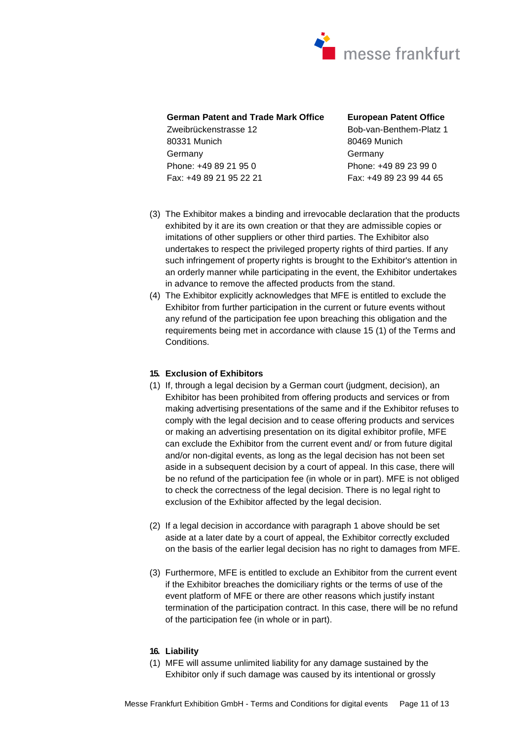**German Patent and Trade Mark Office**
Zweibrückenstrasse 12
80331 Munich
Germany
Phone: +49 89 21 95 0
Fax: +49 89 21 95 22 21

**European Patent Office**
Bob-van-Benthem-Platz 1
80469 Munich
Germany
Phone: +49 89 23 99 0
Fax: +49 89 23 99 44 65

(3) The Exhibitor makes a binding and irrevocable declaration that the products exhibited by it are its own creation or that they are admissible copies or imitations of other suppliers or other third parties. The Exhibitor also undertakes to respect the privileged property rights of third parties. If any such infringement of property rights is brought to the Exhibitor's attention in an orderly manner while participating in the event, the Exhibitor undertakes in advance to remove the affected products from the stand.

(4) The Exhibitor explicitly acknowledges that MFE is entitled to exclude the Exhibitor from further participation in the current or future events without any refund of the participation fee upon breaching this obligation and the requirements being met in accordance with clause 15 (1) of the Terms and Conditions.

## 15. Exclusion of Exhibitors

(1) If, through a legal decision by a German court (judgment, decision), an Exhibitor has been prohibited from offering products and services or from making advertising presentations of the same and if the Exhibitor refuses to comply with the legal decision and to cease offering products and services or making an advertising presentation on its digital exhibitor profile, MFE can exclude the Exhibitor from the current event and/ or from future digital and/or non-digital events, as long as the legal decision has not been set aside in a subsequent decision by a court of appeal. In this case, there will be no refund of the participation fee (in whole or in part). MFE is not obliged to check the correctness of the legal decision. There is no legal right to exclusion of the Exhibitor affected by the legal decision.

(2) If a legal decision in accordance with paragraph 1 above should be set aside at a later date by a court of appeal, the Exhibitor correctly excluded on the basis of the earlier legal decision has no right to damages from MFE.

(3) Furthermore, MFE is entitled to exclude an Exhibitor from the current event if the Exhibitor breaches the domiciliary rights or the terms of use of the event platform of MFE or there are other reasons which justify instant termination of the participation contract. In this case, there will be no refund of the participation fee (in whole or in part).

## 16. Liability

(1) MFE will assume unlimited liability for any damage sustained by the Exhibitor only if such damage was caused by its intentional or grossly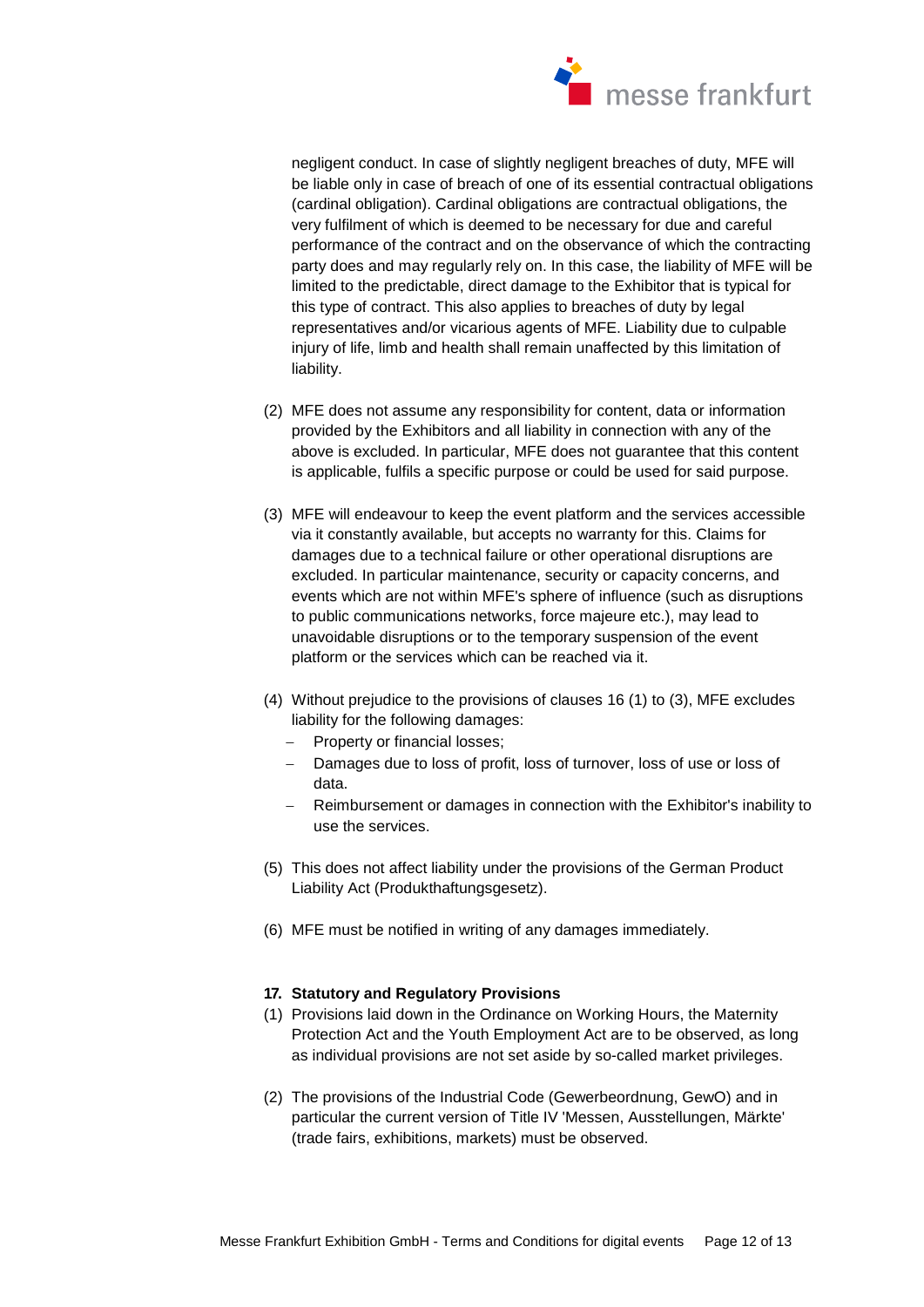negligent conduct. In case of slightly negligent breaches of duty, MFE will be liable only in case of breach of one of its essential contractual obligations (cardinal obligation). Cardinal obligations are contractual obligations, the very fulfilment of which is deemed to be necessary for due and careful performance of the contract and on the observance of which the contracting party does and may regularly rely on. In this case, the liability of MFE will be limited to the predictable, direct damage to the Exhibitor that is typical for this type of contract. This also applies to breaches of duty by legal representatives and/or vicarious agents of MFE. Liability due to culpable injury of life, limb and health shall remain unaffected by this limitation of liability.

(2) MFE does not assume any responsibility for content, data or information provided by the Exhibitors and all liability in connection with any of the above is excluded. In particular, MFE does not guarantee that this content is applicable, fulfils a specific purpose or could be used for said purpose.

(3) MFE will endeavour to keep the event platform and the services accessible via it constantly available, but accepts no warranty for this. Claims for damages due to a technical failure or other operational disruptions are excluded. In particular maintenance, security or capacity concerns, and events which are not within MFE's sphere of influence (such as disruptions to public communications networks, force majeure etc.), may lead to unavoidable disruptions or to the temporary suspension of the event platform or the services which can be reached via it.

(4) Without prejudice to the provisions of clauses 16 (1) to (3), MFE excludes liability for the following damages:
   - Property or financial losses;
   - Damages due to loss of profit, loss of turnover, loss of use or loss of data.
   - Reimbursement or damages in connection with the Exhibitor's inability to use the services.

(5) This does not affect liability under the provisions of the German Product Liability Act (Produkthaftungsgesetz).

(6) MFE must be notified in writing of any damages immediately.

**17. Statutory and Regulatory Provisions**

(1) Provisions laid down in the Ordinance on Working Hours, the Maternity Protection Act and the Youth Employment Act are to be observed, as long as individual provisions are not set aside by so-called market privileges.

(2) The provisions of the Industrial Code (Gewerbeordnung, GewO) and in particular the current version of Title IV 'Messen, Ausstellungen, Märkte' (trade fairs, exhibitions, markets) must be observed.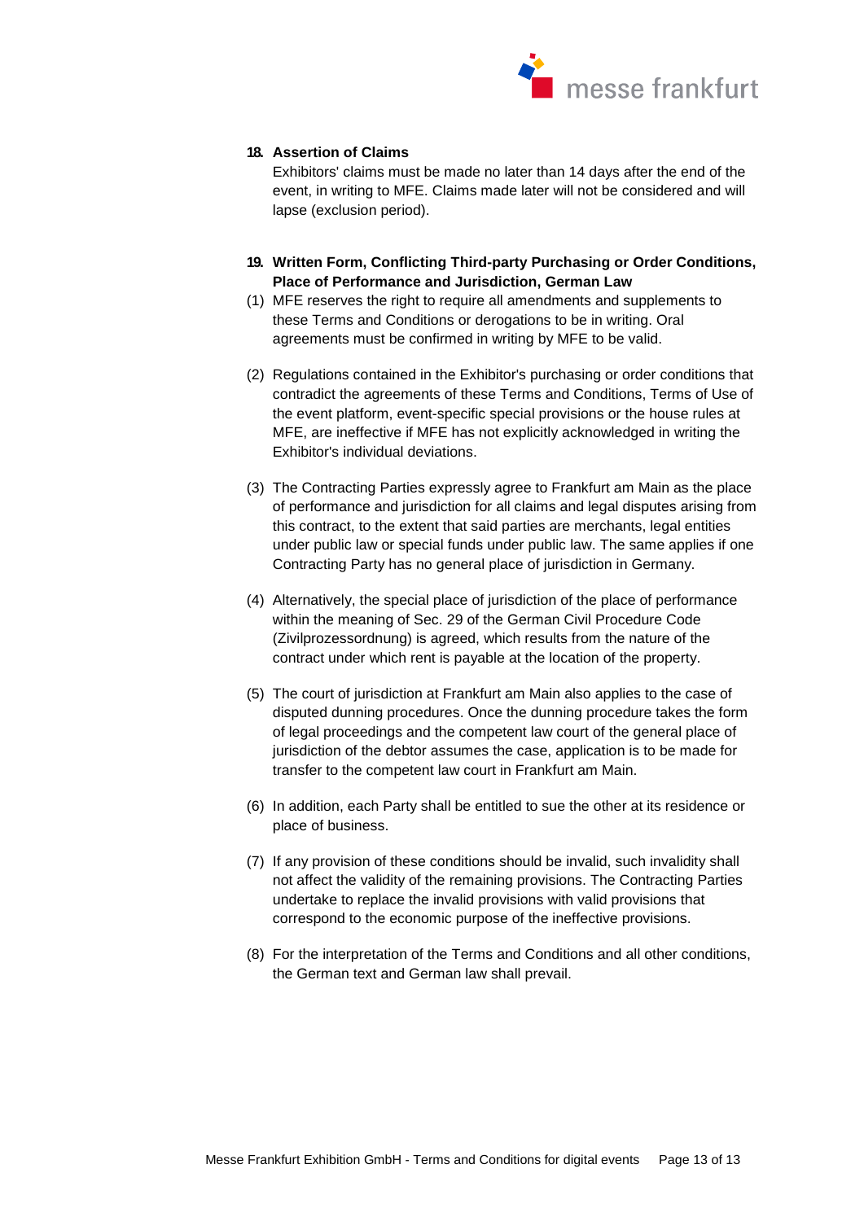## 18. Assertion of Claims

Exhibitors' claims must be made no later than 14 days after the end of the event, in writing to MFE. Claims made later will not be considered and will lapse (exclusion period).

## 19. Written Form, Conflicting Third-party Purchasing or Order Conditions, Place of Performance and Jurisdiction, German Law

(1) MFE reserves the right to require all amendments and supplements to these Terms and Conditions or derogations to be in writing. Oral agreements must be confirmed in writing by MFE to be valid.

(2) Regulations contained in the Exhibitor's purchasing or order conditions that contradict the agreements of these Terms and Conditions, Terms of Use of the event platform, event-specific special provisions or the house rules at MFE, are ineffective if MFE has not explicitly acknowledged in writing the Exhibitor's individual deviations.

(3) The Contracting Parties expressly agree to Frankfurt am Main as the place of performance and jurisdiction for all claims and legal disputes arising from this contract, to the extent that said parties are merchants, legal entities under public law or special funds under public law. The same applies if one Contracting Party has no general place of jurisdiction in Germany.

(4) Alternatively, the special place of jurisdiction of the place of performance within the meaning of Sec. 29 of the German Civil Procedure Code (Zivilprozessordnung) is agreed, which results from the nature of the contract under which rent is payable at the location of the property.

(5) The court of jurisdiction at Frankfurt am Main also applies to the case of disputed dunning procedures. Once the dunning procedure takes the form of legal proceedings and the competent law court of the general place of jurisdiction of the debtor assumes the case, application is to be made for transfer to the competent law court in Frankfurt am Main.

(6) In addition, each Party shall be entitled to sue the other at its residence or place of business.

(7) If any provision of these conditions should be invalid, such invalidity shall not affect the validity of the remaining provisions. The Contracting Parties undertake to replace the invalid provisions with valid provisions that correspond to the economic purpose of the ineffective provisions.

(8) For the interpretation of the Terms and Conditions and all other conditions, the German text and German law shall prevail.